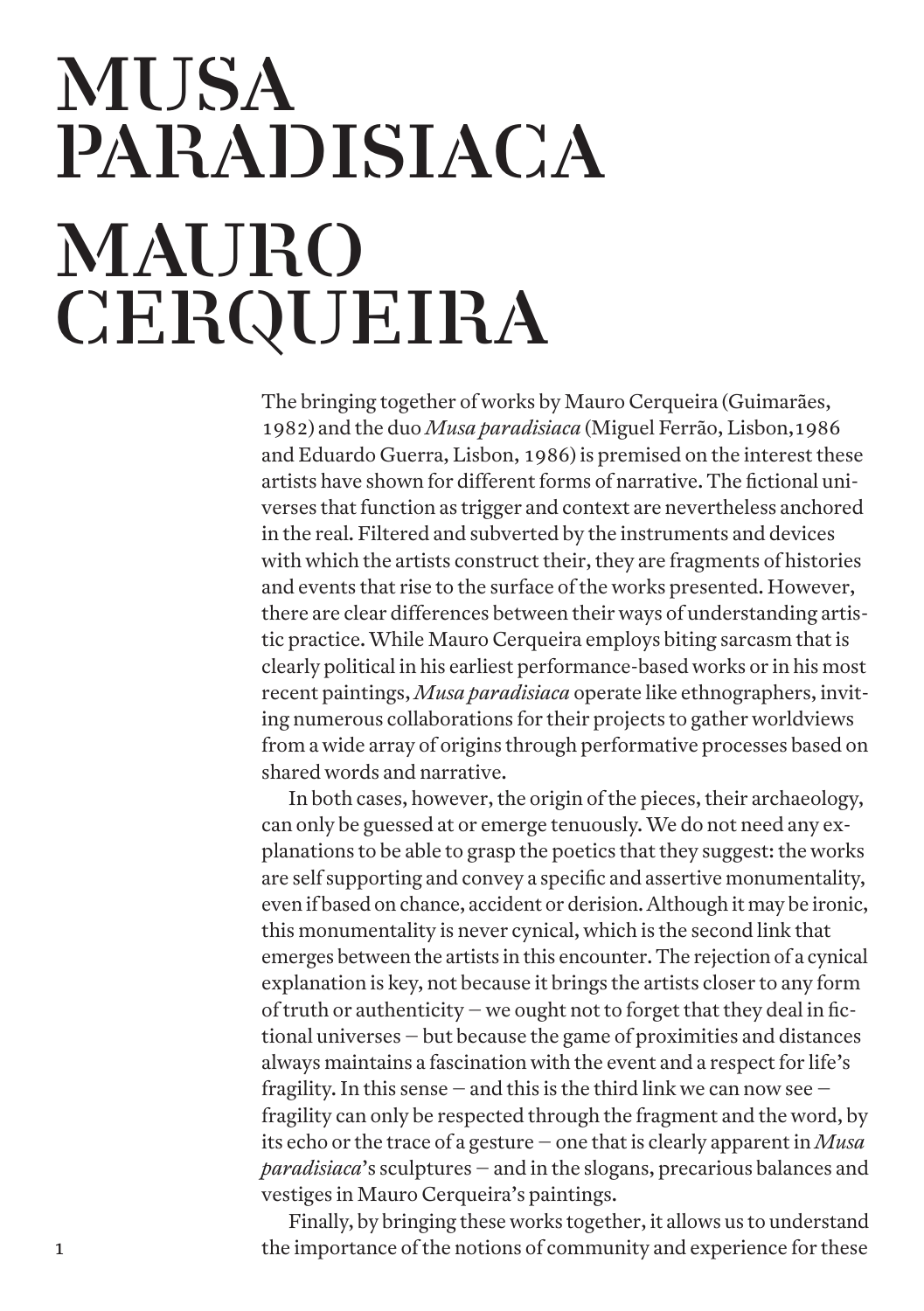# MUSA PARADISIACA

# MAURO CERQUEIRA

The bringing together of works by Mauro Cerqueira (Guimarães, 1982) and the duo *Musa paradisiaca* (Miguel Ferrão, Lisbon,1986 and Eduardo Guerra, Lisbon, 1986) is premised on the interest these artists have shown for different forms of narrative. The fictional universes that function as trigger and context are nevertheless anchored in the real. Filtered and subverted by the instruments and devices with which the artists construct their, they are fragments of histories and events that rise to the surface of the works presented. However, there are clear differences between their ways of understanding artistic practice. While Mauro Cerqueira employs biting sarcasm that is clearly political in his earliest performance-based works or in his most recent paintings, *Musa paradisiaca* operate like ethnographers, inviting numerous collaborations for their projects to gather worldviews from a wide array of origins through performative processes based on shared words and narrative.

In both cases, however, the origin of the pieces, their archaeology, can only be guessed at or emerge tenuously. We do not need any explanations to be able to grasp the poetics that they suggest: the works are self supporting and convey a specific and assertive monumentality, even if based on chance, accident or derision. Although it may be ironic, this monumentality is never cynical, which is the second link that emerges between the artists in this encounter. The rejection of a cynical explanation is key, not because it brings the artists closer to any form of truth or authenticity – we ought not to forget that they deal in fictional universes – but because the game of proximities and distances always maintains a fascination with the event and a respect for life's fragility. In this sense – and this is the third link we can now see – fragility can only be respected through the fragment and the word, by its echo or the trace of a gesture – one that is clearly apparent in *Musa paradisiaca*'s sculptures – and in the slogans, precarious balances and vestiges in Mauro Cerqueira's paintings.

Finally, by bringing these works together, it allows us to understand the importance of the notions of community and experience for these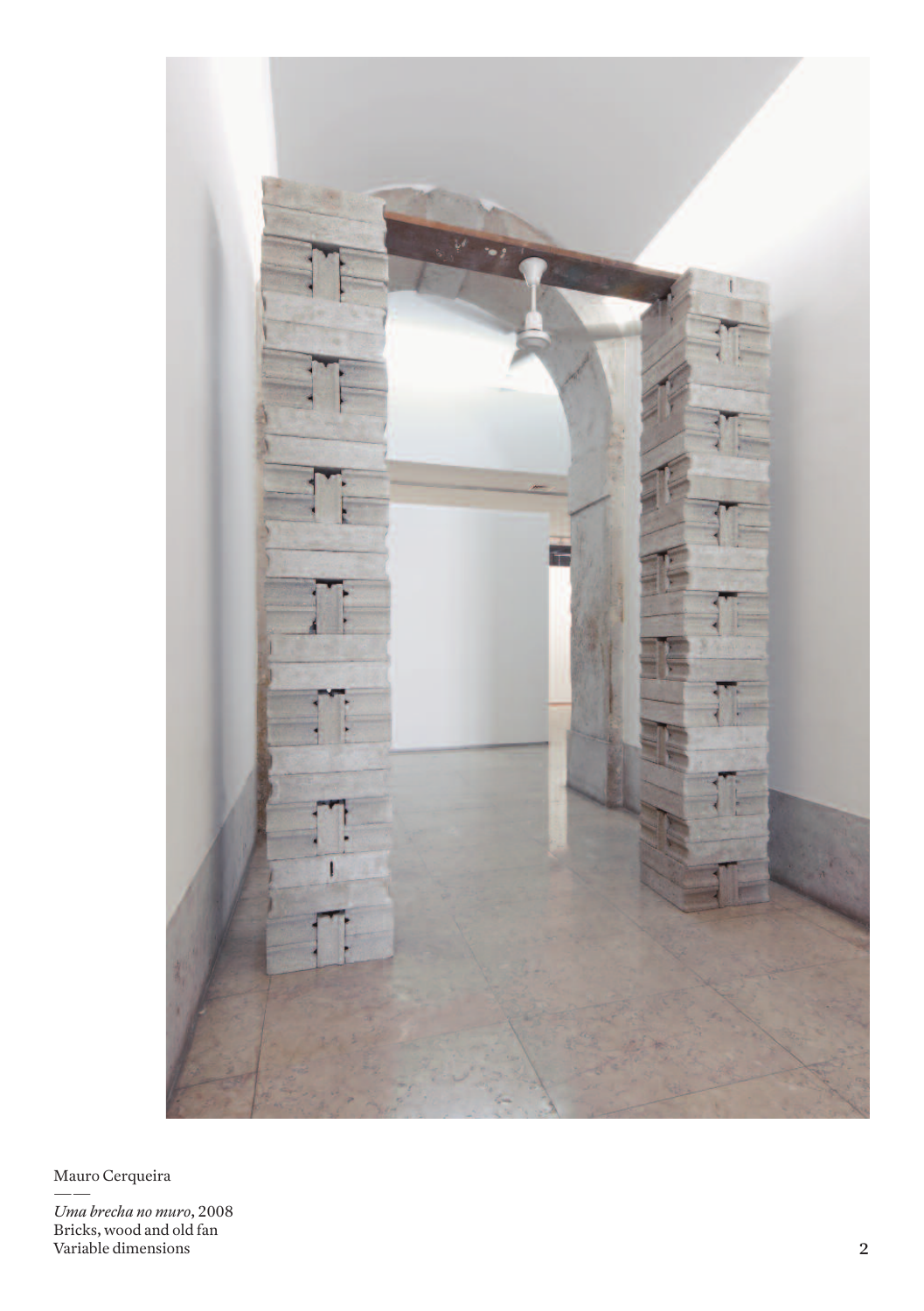Mauro Cerqueira

——

*Uma brecha no muro*, 2008
Bricks, wood and old fan
Variable dimensions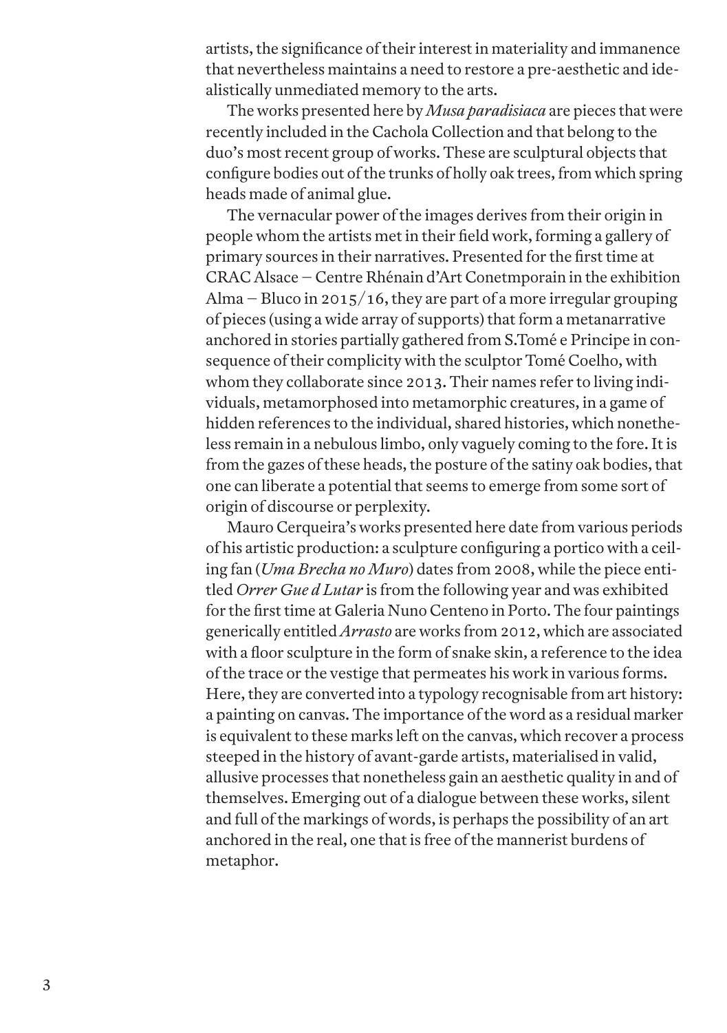artists, the significance of their interest in materiality and immanence that nevertheless maintains a need to restore a pre-aesthetic and idealistically unmediated memory to the arts.

The works presented here by *Musa paradisiaca* are pieces that were recently included in the Cachola Collection and that belong to the duo's most recent group of works. These are sculptural objects that configure bodies out of the trunks of holly oak trees, from which spring heads made of animal glue.

The vernacular power of the images derives from their origin in people whom the artists met in their field work, forming a gallery of primary sources in their narratives. Presented for the first time at CRAC Alsace – Centre Rhénain d'Art Conetmporain in the exhibition Alma – Bluco in 2015/16, they are part of a more irregular grouping of pieces (using a wide array of supports) that form a metanarrative anchored in stories partially gathered from S.Tomé e Principe in consequence of their complicity with the sculptor Tomé Coelho, with whom they collaborate since 2013. Their names refer to living individuals, metamorphosed into metamorphic creatures, in a game of hidden references to the individual, shared histories, which nonetheless remain in a nebulous limbo, only vaguely coming to the fore. It is from the gazes of these heads, the posture of the satiny oak bodies, that one can liberate a potential that seems to emerge from some sort of origin of discourse or perplexity.

Mauro Cerqueira's works presented here date from various periods of his artistic production: a sculpture configuring a portico with a ceiling fan (*Uma Brecha no Muro*) dates from 2008, while the piece entitled *Orrer Gue d Lutar* is from the following year and was exhibited for the first time at Galeria Nuno Centeno in Porto. The four paintings generically entitled *Arrasto* are works from 2012, which are associated with a floor sculpture in the form of snake skin, a reference to the idea of the trace or the vestige that permeates his work in various forms. Here, they are converted into a typology recognisable from art history: a painting on canvas. The importance of the word as a residual marker is equivalent to these marks left on the canvas, which recover a process steeped in the history of avant-garde artists, materialised in valid, allusive processes that nonetheless gain an aesthetic quality in and of themselves. Emerging out of a dialogue between these works, silent and full of the markings of words, is perhaps the possibility of an art anchored in the real, one that is free of the mannerist burdens of metaphor.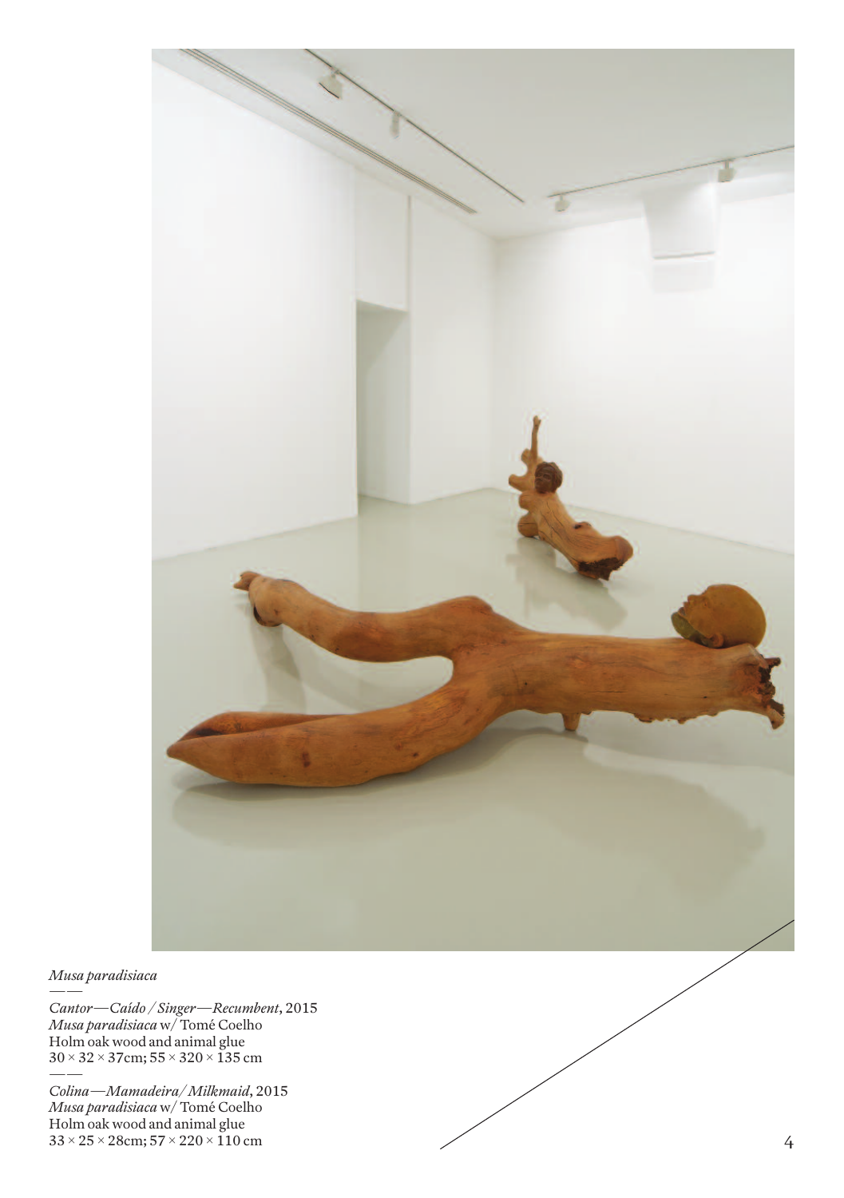*Musa paradisiaca*

——

*Cantor—Caído / Singer—Recumbent*, 2015
*Musa paradisiaca* w/ Tomé Coelho
Holm oak wood and animal glue
30 × 32 × 37cm; 55 × 320 × 135 cm

——

*Colina—Mamadeira/ Milkmaid*, 2015
*Musa paradisiaca* w/ Tomé Coelho
Holm oak wood and animal glue
33 × 25 × 28cm; 57 × 220 × 110 cm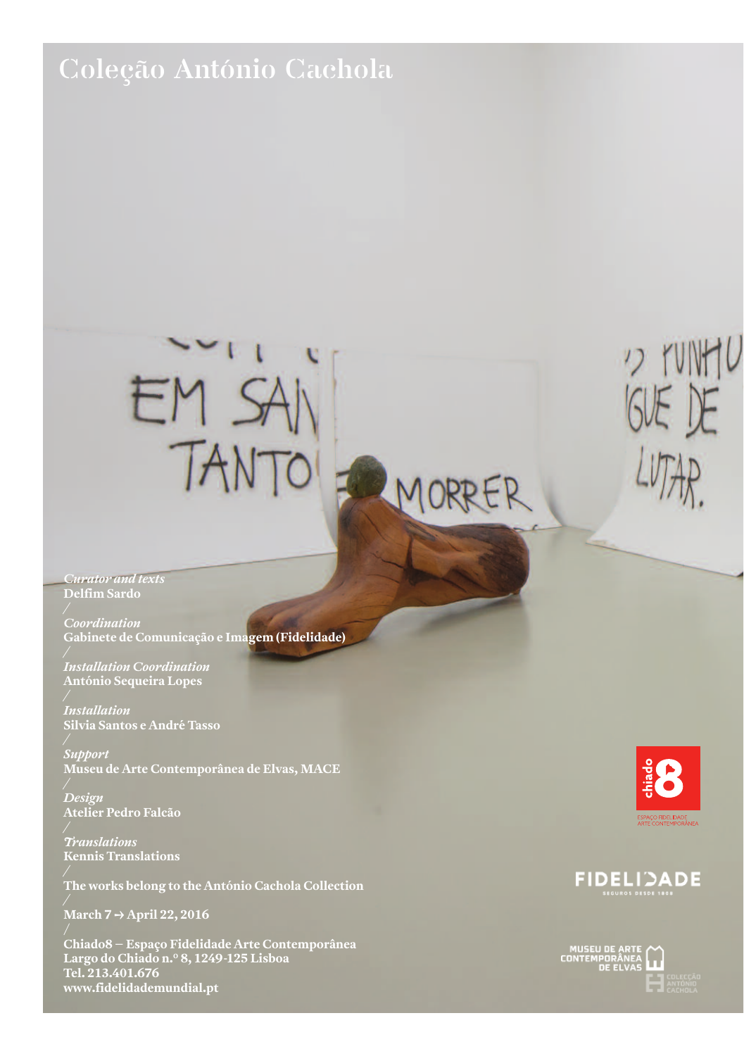# Coleção António Cachola

*Curator and texts*
**Delfim Sardo**
/
*Coordination*
**Gabinete de Comunicação e Imagem (Fidelidade)**
/
*Installation Coordination*
**António Sequeira Lopes**
/
*Installation*
**Silvia Santos e André Tasso**
/
*Support*
**Museu de Arte Contemporânea de Elvas, MACE**
/
*Design*
**Atelier Pedro Falcão**
/
*Translations*
**Kennis Translations**
/
**The works belong to the António Cachola Collection**
/
**March 7 → April 22, 2016**
/
**Chiado8 – Espaço Fidelidade Arte Contemporânea**
**Largo do Chiado n.º 8, 1249-125 Lisboa**
**Tel. 213.401.676**
**www.fidelidademundial.pt**

chiado 8
ESPAÇO FIDELIDADE
ARTE CONTEMPORÂNEA

FIDELIDADE
SEGUROS DESDE 1808

MUSEU DE ARTE CONTEMPORÂNEA DE ELVAS

COLECÇÃO ANTÓNIO CACHOLA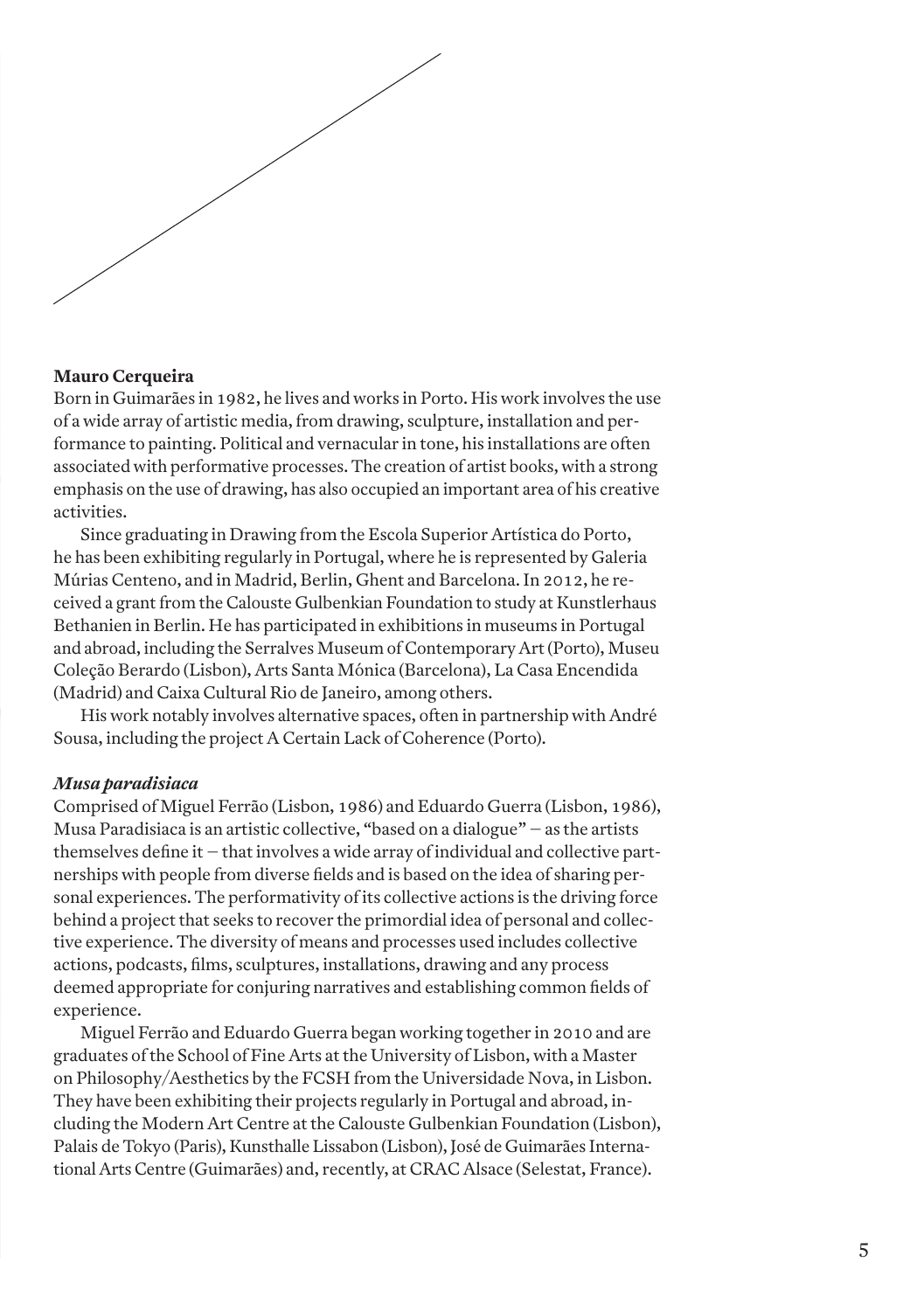**Mauro Cerqueira**

Born in Guimarães in 1982, he lives and works in Porto. His work involves the use of a wide array of artistic media, from drawing, sculpture, installation and performance to painting. Political and vernacular in tone, his installations are often associated with performative processes. The creation of artist books, with a strong emphasis on the use of drawing, has also occupied an important area of his creative activities.

Since graduating in Drawing from the Escola Superior Artística do Porto, he has been exhibiting regularly in Portugal, where he is represented by Galeria Múrias Centeno, and in Madrid, Berlin, Ghent and Barcelona. In 2012, he received a grant from the Calouste Gulbenkian Foundation to study at Kunstlerhaus Bethanien in Berlin. He has participated in exhibitions in museums in Portugal and abroad, including the Serralves Museum of Contemporary Art (Porto), Museu Coleção Berardo (Lisbon), Arts Santa Mónica (Barcelona), La Casa Encendida (Madrid) and Caixa Cultural Rio de Janeiro, among others.

His work notably involves alternative spaces, often in partnership with André Sousa, including the project A Certain Lack of Coherence (Porto).

***Musa paradisiaca***

Comprised of Miguel Ferrão (Lisbon, 1986) and Eduardo Guerra (Lisbon, 1986), Musa Paradisiaca is an artistic collective, "based on a dialogue" – as the artists themselves define it – that involves a wide array of individual and collective partnerships with people from diverse fields and is based on the idea of sharing personal experiences. The performativity of its collective actions is the driving force behind a project that seeks to recover the primordial idea of personal and collective experience. The diversity of means and processes used includes collective actions, podcasts, films, sculptures, installations, drawing and any process deemed appropriate for conjuring narratives and establishing common fields of experience.

Miguel Ferrão and Eduardo Guerra began working together in 2010 and are graduates of the School of Fine Arts at the University of Lisbon, with a Master on Philosophy/Aesthetics by the FCSH from the Universidade Nova, in Lisbon. They have been exhibiting their projects regularly in Portugal and abroad, including the Modern Art Centre at the Calouste Gulbenkian Foundation (Lisbon), Palais de Tokyo (Paris), Kunsthalle Lissabon (Lisbon), José de Guimarães International Arts Centre (Guimarães) and, recently, at CRAC Alsace (Selestat, France).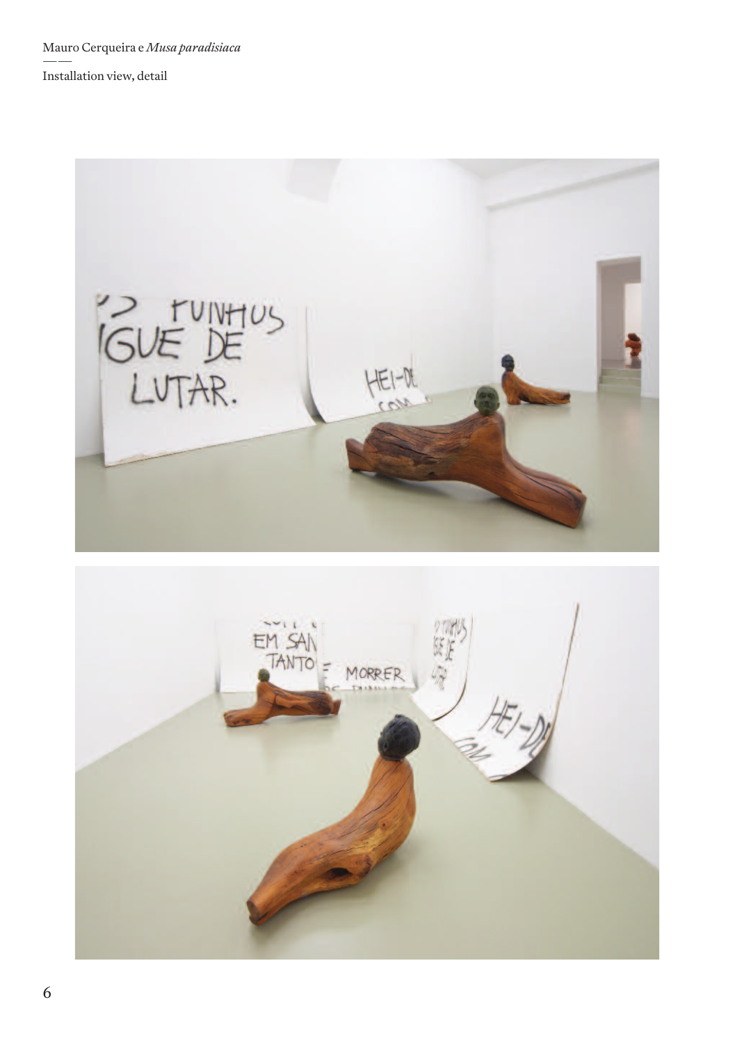Mauro Cerqueira e *Musa paradisiaca*

Installation view, detail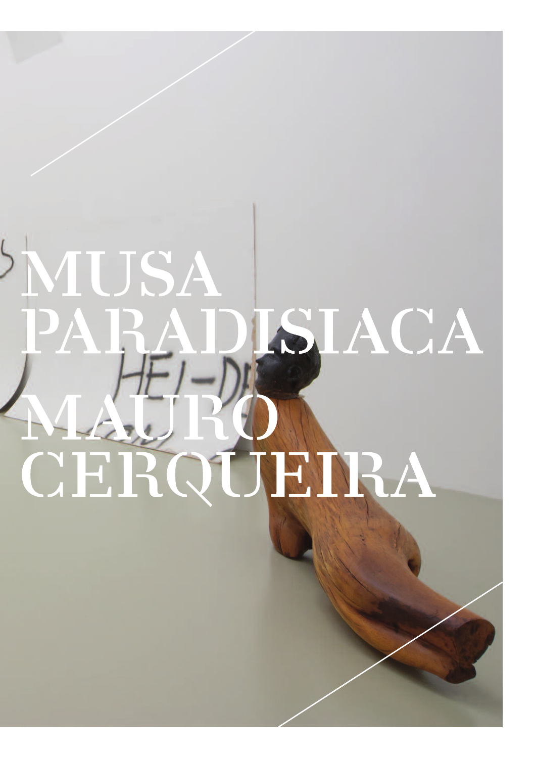# MUSA PARADISIACA

# MAURO CERQUEIRA